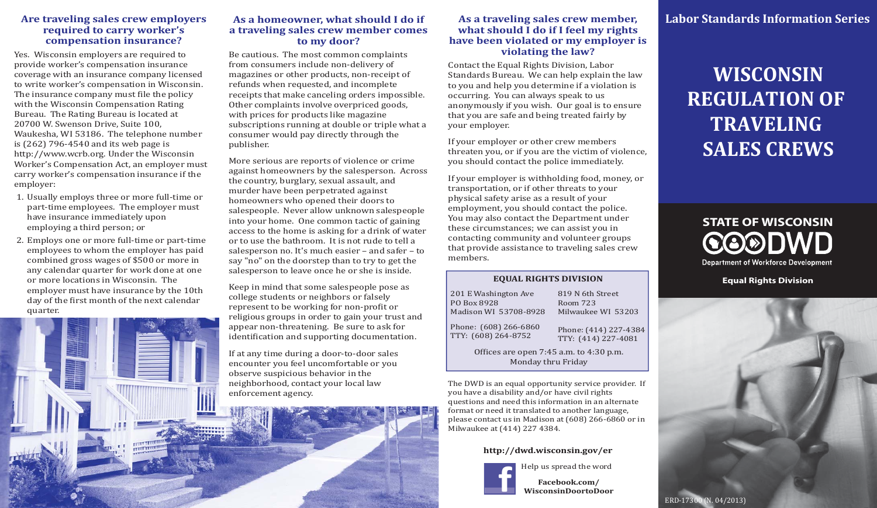### Are traveling sales crew employers required to carry worker's compensation insurance?

Yes. Wisconsin employers are required to provide worker's compensation insurance coverage with an insurance company licensed to write worker's compensation in Wisconsin. The insurance company must file the policy with the Wisconsin Compensation Rating Bureau. The Rating Bureau is located at 20700 W. Swenson Drive, Suite 100, Waukesha, WI 53186. The telephone number is (262) 796-4540 and its web page is http://www.wcrb.org. Under the Wisconsin Worker's Compensation Act, an employer must carry worker's compensation insurance if the employer:

1. Usually employs three or more full-time or part-time employees. The employer must have insurance immediately upon employing a third person; or
2. Employs one or more full-time or part-time employees to whom the employer has paid combined gross wages of $500 or more in any calendar quarter for work done at one or more locations in Wisconsin. The employer must have insurance by the 10th day of the first month of the next calendar quarter.

### As a homeowner, what should I do if a traveling sales crew member comes to my door?

Be cautious. The most common complaints from consumers include non-delivery of magazines or other products, non-receipt of refunds when requested, and incomplete receipts that make canceling orders impossible. Other complaints involve overpriced goods, with prices for products like magazine subscriptions running at double or triple what a consumer would pay directly through the publisher.

More serious are reports of violence or crime against homeowners by the salesperson. Across the country, burglary, sexual assault, and murder have been perpetrated against homeowners who opened their doors to salespeople. Never allow unknown salespeople into your home. One common tactic of gaining access to the home is asking for a drink of water or to use the bathroom. It is not rude to tell a salesperson no. It's much easier – and safer – to say "no" on the doorstep than to try to get the salesperson to leave once he or she is inside.

Keep in mind that some salespeople pose as college students or neighbors or falsely represent to be working for non-profit or religious groups in order to gain your trust and appear non-threatening. Be sure to ask for identification and supporting documentation.

If at any time during a door-to-door sales encounter you feel uncomfortable or you observe suspicious behavior in the neighborhood, contact your local law enforcement agency.

### As a traveling sales crew member, what should I do if I feel my rights have been violated or my employer is violating the law?

Contact the Equal Rights Division, Labor Standards Bureau. We can help explain the law to you and help you determine if a violation is occurring. You can always speak to us anonymously if you wish. Our goal is to ensure that you are safe and being treated fairly by your employer.

If your employer or other crew members threaten you, or if you are the victim of violence, you should contact the police immediately.

If your employer is withholding food, money, or transportation, or if other threats to your physical safety arise as a result of your employment, you should contact the police. You may also contact the Department under these circumstances; we can assist you in contacting community and volunteer groups that provide assistance to traveling sales crew members.

**EQUAL RIGHTS DIVISION**

| | |
|---|---|
| 201 E Washington Ave<br>PO Box 8928<br>Madison WI 53708-8928 | 819 N 6th Street<br>Room 723<br>Milwaukee WI 53203 |
| Phone: (608) 266-6860<br>TTY: (608) 264-8752 | Phone: (414) 227-4384<br>TTY: (414) 227-4081 |

Offices are open 7:45 a.m. to 4:30 p.m. Monday thru Friday

The DWD is an equal opportunity service provider. If you have a disability and/or have civil rights questions and need this information in an alternate format or need it translated to another language, please contact us in Madison at (608) 266-6860 or in Milwaukee at (414) 227 4384.

**http://dwd.wisconsin.gov/er**

Help us spread the word

**Facebook.com/ WisconsinDoortoDoor**

## Labor Standards Information Series

# WISCONSIN REGULATION OF TRAVELING SALES CREWS

**STATE OF WISCONSIN DWD**

Department of Workforce Development

**Equal Rights Division**

ERD-17300 (N. 04/2013)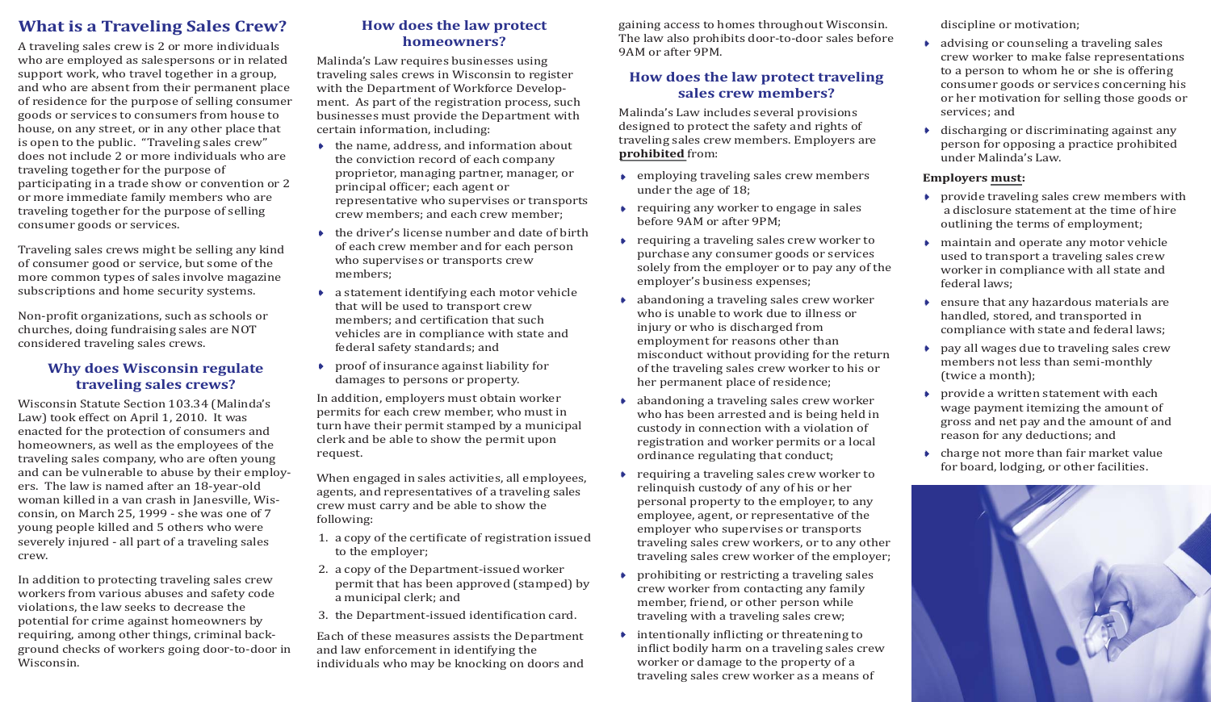## What is a Traveling Sales Crew?

A traveling sales crew is 2 or more individuals who are employed as salespersons or in related support work, who travel together in a group, and who are absent from their permanent place of residence for the purpose of selling consumer goods or services to consumers from house to house, on any street, or in any other place that is open to the public. "Traveling sales crew" does not include 2 or more individuals who are traveling together for the purpose of participating in a trade show or convention or 2 or more immediate family members who are traveling together for the purpose of selling consumer goods or services.

Traveling sales crews might be selling any kind of consumer good or service, but some of the more common types of sales involve magazine subscriptions and home security systems.

Non-profit organizations, such as schools or churches, doing fundraising sales are NOT considered traveling sales crews.

## Why does Wisconsin regulate traveling sales crews?

Wisconsin Statute Section 103.34 (Malinda's Law) took effect on April 1, 2010. It was enacted for the protection of consumers and homeowners, as well as the employees of the traveling sales company, who are often young and can be vulnerable to abuse by their employers. The law is named after an 18-year-old woman killed in a van crash in Janesville, Wisconsin, on March 25, 1999 - she was one of 7 young people killed and 5 others who were severely injured - all part of a traveling sales crew.

In addition to protecting traveling sales crew workers from various abuses and safety code violations, the law seeks to decrease the potential for crime against homeowners by requiring, among other things, criminal background checks of workers going door-to-door in Wisconsin.

## How does the law protect homeowners?

Malinda's Law requires businesses using traveling sales crews in Wisconsin to register with the Department of Workforce Development. As part of the registration process, such businesses must provide the Department with certain information, including:

- the name, address, and information about the conviction record of each company proprietor, managing partner, manager, or principal officer; each agent or representative who supervises or transports crew members; and each crew member;
- the driver's license number and date of birth of each crew member and for each person who supervises or transports crew members;
- a statement identifying each motor vehicle that will be used to transport crew members; and certification that such vehicles are in compliance with state and federal safety standards; and
- proof of insurance against liability for damages to persons or property.

In addition, employers must obtain worker permits for each crew member, who must in turn have their permit stamped by a municipal clerk and be able to show the permit upon request.

When engaged in sales activities, all employees, agents, and representatives of a traveling sales crew must carry and be able to show the following:

1. a copy of the certificate of registration issued to the employer;
2. a copy of the Department-issued worker permit that has been approved (stamped) by a municipal clerk; and
3. the Department-issued identification card.

Each of these measures assists the Department and law enforcement in identifying the individuals who may be knocking on doors and gaining access to homes throughout Wisconsin. The law also prohibits door-to-door sales before 9AM or after 9PM.

## How does the law protect traveling sales crew members?

Malinda's Law includes several provisions designed to protect the safety and rights of traveling sales crew members. Employers are **prohibited** from:

- employing traveling sales crew members under the age of 18;
- requiring any worker to engage in sales before 9AM or after 9PM;
- requiring a traveling sales crew worker to purchase any consumer goods or services solely from the employer or to pay any of the employer's business expenses;
- abandoning a traveling sales crew worker who is unable to work due to illness or injury or who is discharged from employment for reasons other than misconduct without providing for the return of the traveling sales crew worker to his or her permanent place of residence;
- abandoning a traveling sales crew worker who has been arrested and is being held in custody in connection with a violation of registration and worker permits or a local ordinance regulating that conduct;
- requiring a traveling sales crew worker to relinquish custody of any of his or her personal property to the employer, to any employee, agent, or representative of the employer who supervises or transports traveling sales crew workers, or to any other traveling sales crew worker of the employer;
- prohibiting or restricting a traveling sales crew worker from contacting any family member, friend, or other person while traveling with a traveling sales crew;
- intentionally inflicting or threatening to inflict bodily harm on a traveling sales crew worker or damage to the property of a traveling sales crew worker as a means of discipline or motivation;
- advising or counseling a traveling sales crew worker to make false representations to a person to whom he or she is offering consumer goods or services concerning his or her motivation for selling those goods or services; and
- discharging or discriminating against any person for opposing a practice prohibited under Malinda's Law.

**Employers must:**

- provide traveling sales crew members with a disclosure statement at the time of hire outlining the terms of employment;
- maintain and operate any motor vehicle used to transport a traveling sales crew worker in compliance with all state and federal laws;
- ensure that any hazardous materials are handled, stored, and transported in compliance with state and federal laws;
- pay all wages due to traveling sales crew members not less than semi-monthly (twice a month);
- provide a written statement with each wage payment itemizing the amount of gross and net pay and the amount of and reason for any deductions; and
- charge not more than fair market value for board, lodging, or other facilities.